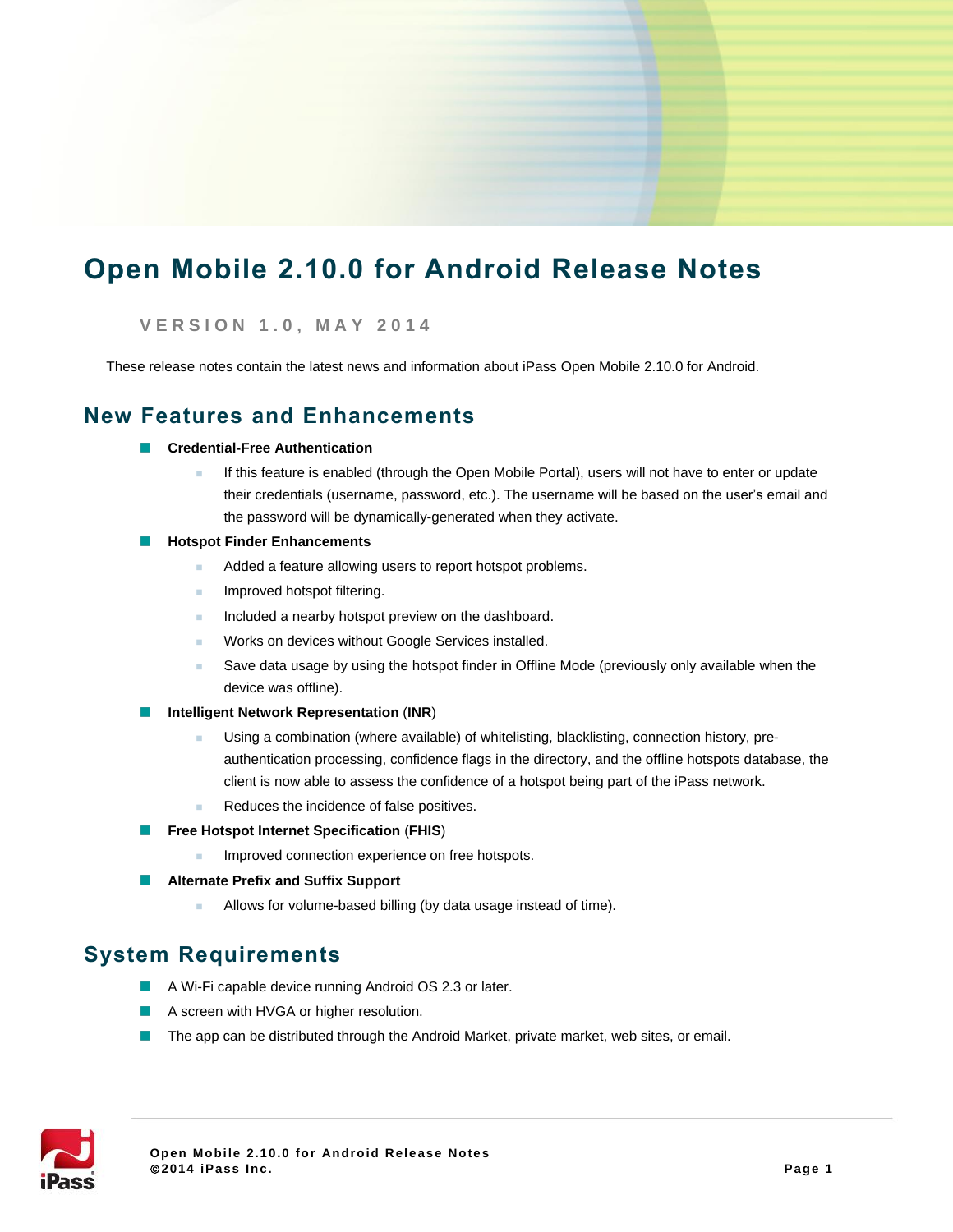# Open Mobile 2.10.0 for Android Release Notes

VERSION 1.0, MAY 2014

These release notes contain the latest news and information about iPass Open Mobile 2.10.0 for Android.

## New Features and Enhancements

- **Credential-Free Authentication**
  - If this feature is enabled (through the Open Mobile Portal), users will not have to enter or update their credentials (username, password, etc.). The username will be based on the user's email and the password will be dynamically-generated when they activate.
- **Hotspot Finder Enhancements**
  - Added a feature allowing users to report hotspot problems.
  - Improved hotspot filtering.
  - Included a nearby hotspot preview on the dashboard.
  - Works on devices without Google Services installed.
  - Save data usage by using the hotspot finder in Offline Mode (previously only available when the device was offline).
- **Intelligent Network Representation** (**INR**)
  - Using a combination (where available) of whitelisting, blacklisting, connection history, pre-authentication processing, confidence flags in the directory, and the offline hotspots database, the client is now able to assess the confidence of a hotspot being part of the iPass network.
  - Reduces the incidence of false positives.
- **Free Hotspot Internet Specification** (**FHIS**)
  - Improved connection experience on free hotspots.
- **Alternate Prefix and Suffix Support**
  - Allows for volume-based billing (by data usage instead of time).

## System Requirements

- A Wi-Fi capable device running Android OS 2.3 or later.
- A screen with HVGA or higher resolution.
- The app can be distributed through the Android Market, private market, web sites, or email.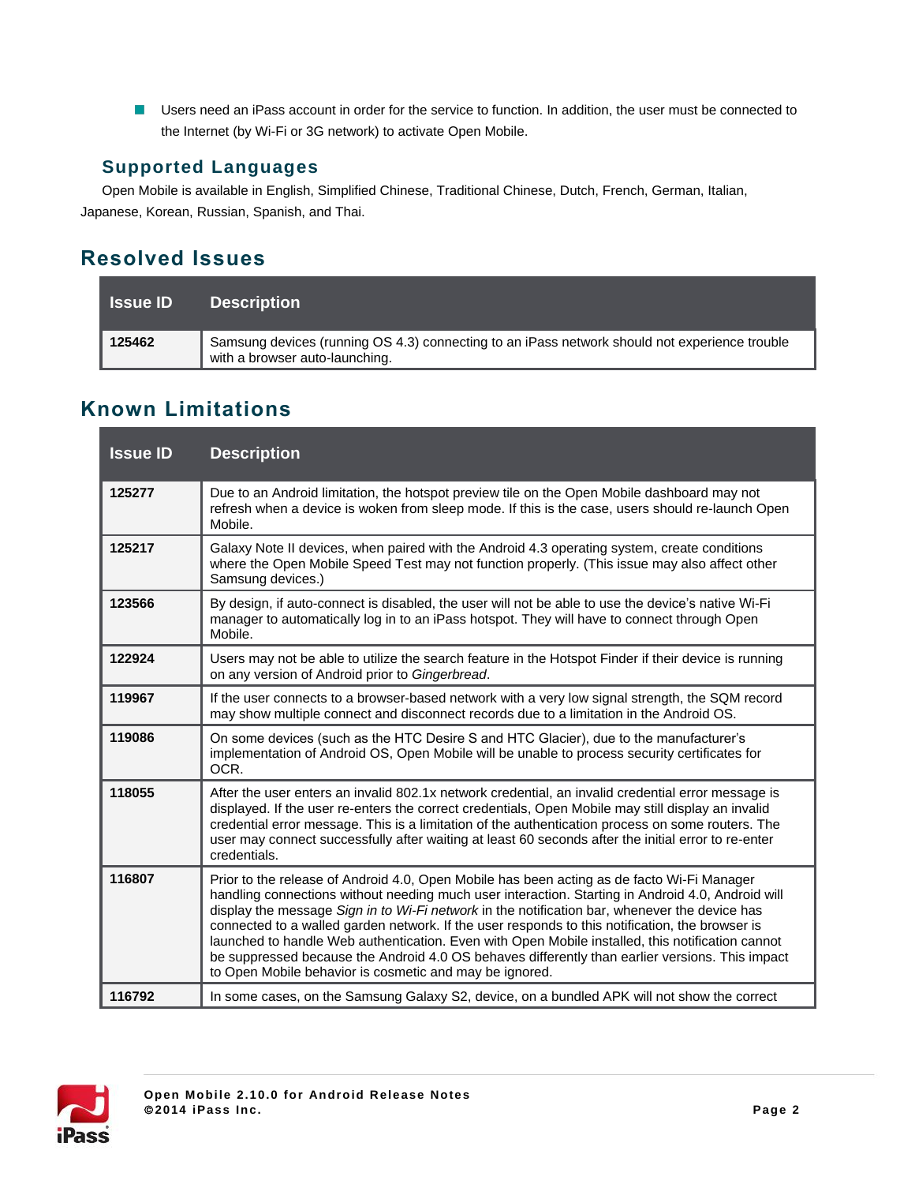- Users need an iPass account in order for the service to function. In addition, the user must be connected to the Internet (by Wi-Fi or 3G network) to activate Open Mobile.

### Supported Languages

Open Mobile is available in English, Simplified Chinese, Traditional Chinese, Dutch, French, German, Italian, Japanese, Korean, Russian, Spanish, and Thai.

## Resolved Issues

| Issue ID | Description |
| --- | --- |
| **125462** | Samsung devices (running OS 4.3) connecting to an iPass network should not experience trouble with a browser auto-launching. |

## Known Limitations

| Issue ID | Description |
| --- | --- |
| **125277** | Due to an Android limitation, the hotspot preview tile on the Open Mobile dashboard may not refresh when a device is woken from sleep mode. If this is the case, users should re-launch Open Mobile. |
| **125217** | Galaxy Note II devices, when paired with the Android 4.3 operating system, create conditions where the Open Mobile Speed Test may not function properly. (This issue may also affect other Samsung devices.) |
| **123566** | By design, if auto-connect is disabled, the user will not be able to use the device's native Wi-Fi manager to automatically log in to an iPass hotspot. They will have to connect through Open Mobile. |
| **122924** | Users may not be able to utilize the search feature in the Hotspot Finder if their device is running on any version of Android prior to *Gingerbread*. |
| **119967** | If the user connects to a browser-based network with a very low signal strength, the SQM record may show multiple connect and disconnect records due to a limitation in the Android OS. |
| **119086** | On some devices (such as the HTC Desire S and HTC Glacier), due to the manufacturer's implementation of Android OS, Open Mobile will be unable to process security certificates for OCR. |
| **118055** | After the user enters an invalid 802.1x network credential, an invalid credential error message is displayed. If the user re-enters the correct credentials, Open Mobile may still display an invalid credential error message. This is a limitation of the authentication process on some routers. The user may connect successfully after waiting at least 60 seconds after the initial error to re-enter credentials. |
| **116807** | Prior to the release of Android 4.0, Open Mobile has been acting as de facto Wi-Fi Manager handling connections without needing much user interaction. Starting in Android 4.0, Android will display the message *Sign in to Wi-Fi network* in the notification bar, whenever the device has connected to a walled garden network. If the user responds to this notification, the browser is launched to handle Web authentication. Even with Open Mobile installed, this notification cannot be suppressed because the Android 4.0 OS behaves differently than earlier versions. This impact to Open Mobile behavior is cosmetic and may be ignored. |
| **116792** | In some cases, on the Samsung Galaxy S2, device, on a bundled APK will not show the correct |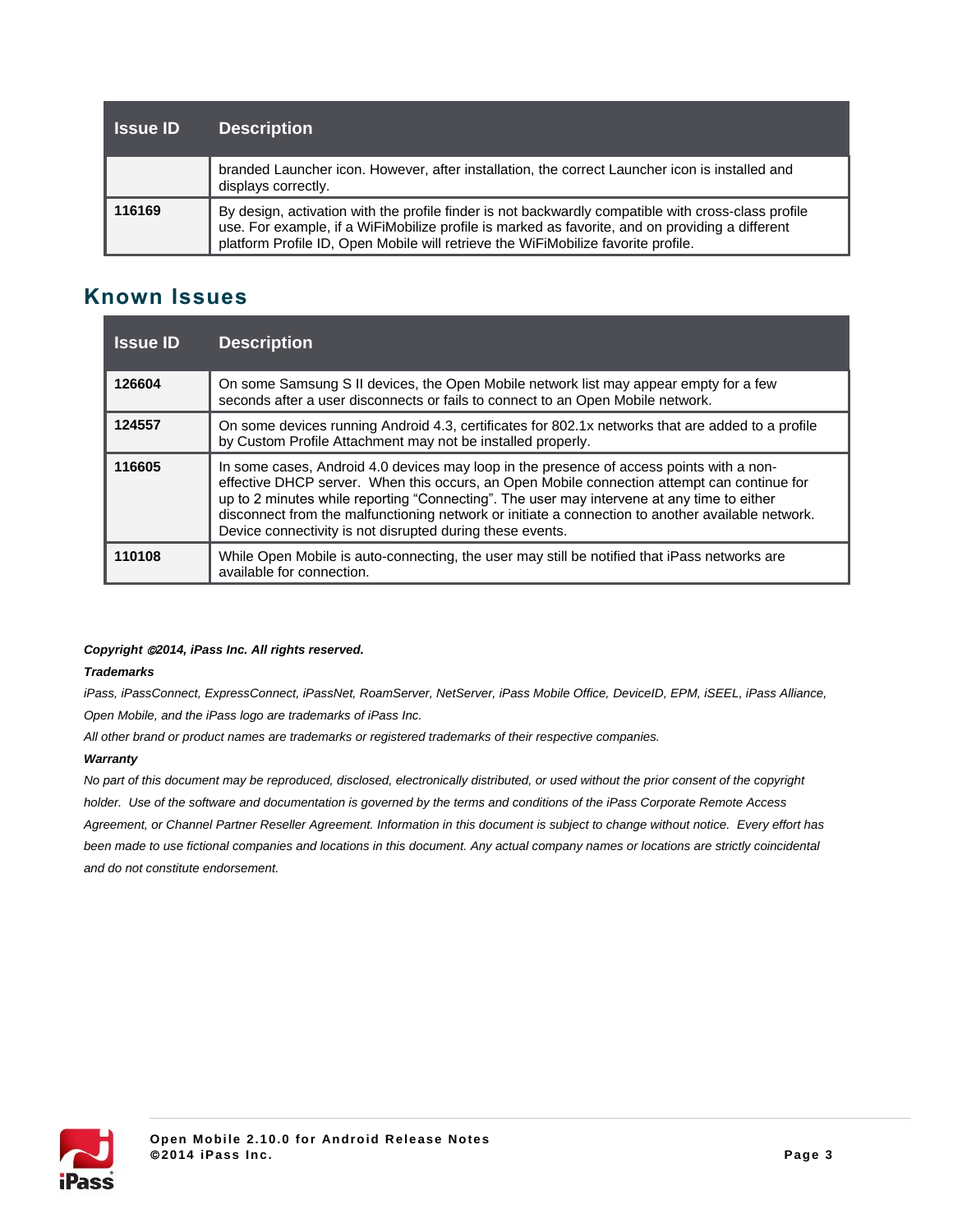| Issue ID | Description |
|---|---|
| | branded Launcher icon. However, after installation, the correct Launcher icon is installed and displays correctly. |
| 116169 | By design, activation with the profile finder is not backwardly compatible with cross-class profile use. For example, if a WiFiMobilize profile is marked as favorite, and on providing a different platform Profile ID, Open Mobile will retrieve the WiFiMobilize favorite profile. |

## Known Issues

| Issue ID | Description |
|---|---|
| 126604 | On some Samsung S II devices, the Open Mobile network list may appear empty for a few seconds after a user disconnects or fails to connect to an Open Mobile network. |
| 124557 | On some devices running Android 4.3, certificates for 802.1x networks that are added to a profile by Custom Profile Attachment may not be installed properly. |
| 116605 | In some cases, Android 4.0 devices may loop in the presence of access points with a non-effective DHCP server. When this occurs, an Open Mobile connection attempt can continue for up to 2 minutes while reporting “Connecting”. The user may intervene at any time to either disconnect from the malfunctioning network or initiate a connection to another available network. Device connectivity is not disrupted during these events. |
| 110108 | While Open Mobile is auto-connecting, the user may still be notified that iPass networks are available for connection. |

***Copyright ©2014, iPass Inc. All rights reserved.***

***Trademarks***

*iPass, iPassConnect, ExpressConnect, iPassNet, RoamServer, NetServer, iPass Mobile Office, DeviceID, EPM, iSEEL, iPass Alliance, Open Mobile, and the iPass logo are trademarks of iPass Inc.*

*All other brand or product names are trademarks or registered trademarks of their respective companies.*

***Warranty***

*No part of this document may be reproduced, disclosed, electronically distributed, or used without the prior consent of the copyright holder. Use of the software and documentation is governed by the terms and conditions of the iPass Corporate Remote Access Agreement, or Channel Partner Reseller Agreement. Information in this document is subject to change without notice. Every effort has been made to use fictional companies and locations in this document. Any actual company names or locations are strictly coincidental and do not constitute endorsement.*